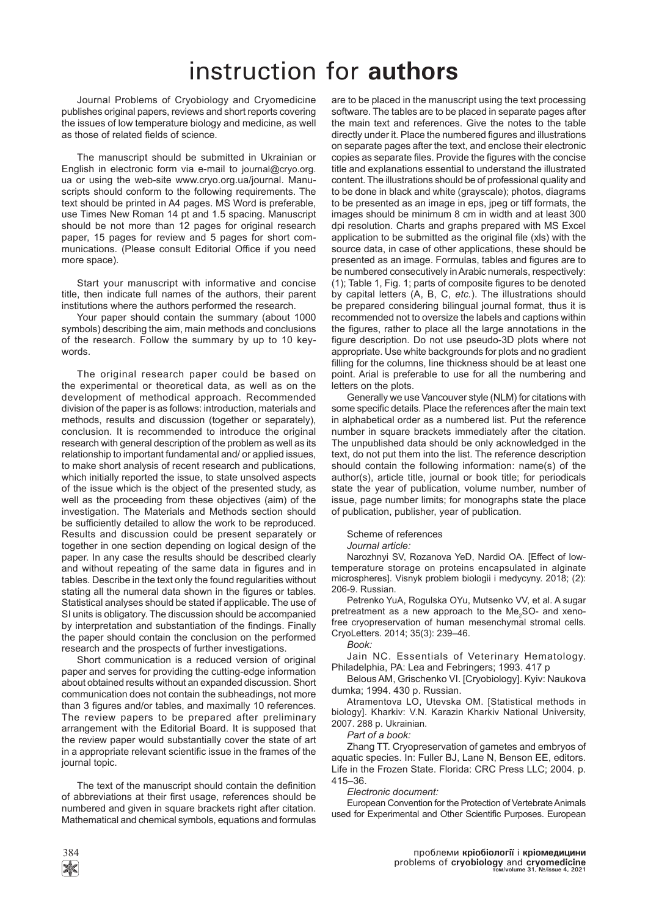# instruction for **authors**

Journal Problems of Cryobiology and Cryomedicine publishes original papers, reviews and short reports covering the issues of low temperature biology and medicine, as well as those of related fields of science.

The manuscript should be submitted in Ukrainian or English in electronic form via e-mail to journal@cryo.org.ua or using the web-site www.cryo.org.ua/journal. Manuscripts should conform to the following requirements. The text should be printed in A4 pages. MS Word is preferable, use Times New Roman 14 pt and 1.5 spacing. Manuscript should be not more than 12 pages for original research paper, 15 pages for review and 5 pages for short communications. (Please consult Editorial Office if you need more space).

Start your manuscript with informative and concise title, then indicate full names of the authors, their parent institutions where the authors performed the research.

Your paper should contain the summary (about 1000 symbols) describing the aim, main methods and conclusions of the research. Follow the summary by up to 10 keywords.

The original research paper could be based on the experimental or theoretical data, as well as on the development of methodical approach. Recommended division of the paper is as follows: introduction, materials and methods, results and discussion (together or separately), conclusion. It is recommended to introduce the original research with general description of the problem as well as its relationship to important fundamental and/ or applied issues, to make short analysis of recent research and publications, which initially reported the issue, to state unsolved aspects of the issue which is the object of the presented study, as well as the proceeding from these objectives (aim) of the investigation. The Materials and Methods section should be sufficiently detailed to allow the work to be reproduced. Results and discussion could be present separately or together in one section depending on logical design of the paper. In any case the results should be described clearly and without repeating of the same data in figures and in tables. Describe in the text only the found regularities without stating all the numeral data shown in the figures or tables. Statistical analyses should be stated if applicable. The use of SI units is obligatory. The discussion should be accompanied by interpretation and substantiation of the findings. Finally the paper should contain the conclusion on the performed research and the prospects of further investigations.

Short communication is a reduced version of original paper and serves for providing the cutting-edge information about obtained results without an expanded discussion. Short communication does not contain the subheadings, not more than 3 figures and/or tables, and maximally 10 references. The review papers to be prepared after preliminary arrangement with the Editorial Board. It is supposed that the review paper would substantially cover the state of art in a appropriate relevant scientific issue in the frames of the journal topic.

The text of the manuscript should contain the definition of abbreviations at their first usage, references should be numbered and given in square brackets right after citation. Mathematical and chemical symbols, equations and formulas are to be placed in the manuscript using the text processing software. The tables are to be placed in separate pages after the main text and references. Give the notes to the table directly under it. Place the numbered figures and illustrations on separate pages after the text, and enclose their electronic copies as separate files. Provide the figures with the concise title and explanations essential to understand the illustrated content. The illustrations should be of professional quality and to be done in black and white (grayscale); photos, diagrams to be presented as an image in eps, jpeg or tiff formats, the images should be minimum 8 cm in width and at least 300 dpi resolution. Charts and graphs prepared with MS Excel application to be submitted as the original file (xls) with the source data, in case of other applications, these should be presented as an image. Formulas, tables and figures are to be numbered consecutively in Arabic numerals, respectively: (1); Table 1, Fig. 1; parts of composite figures to be denoted by capital letters (A, B, C, *etc.*). The illustrations should be prepared considering bilingual journal format, thus it is recommended not to oversize the labels and captions within the figures, rather to place all the large annotations in the figure description. Do not use pseudo-3D plots where not appropriate. Use white backgrounds for plots and no gradient filling for the columns, line thickness should be at least one point. Arial is preferable to use for all the numbering and letters on the plots.

Generally we use Vancouver style (NLM) for citations with some specific details. Place the references after the main text in alphabetical order as a numbered list. Put the reference number in square brackets immediately after the citation. The unpublished data should be only acknowledged in the text, do not put them into the list. The reference description should contain the following information: name(s) of the author(s), article title, journal or book title; for periodicals state the year of publication, volume number, number of issue, page number limits; for monographs state the place of publication, publisher, year of publication.

Scheme of references

*Journal article:*

Narozhnyi SV, Rozanova YeD, Nardid OA. [Effect of low-temperature storage on proteins encapsulated in alginate microspheres]. Visnyk problem biologii i medycyny. 2018; (2): 206-9. Russian.

Petrenko YuA, Rogulska OYu, Mutsenko VV, et al. A sugar pretreatment as a new approach to the $Me_2SO$- and xeno-free cryopreservation of human mesenchymal stromal cells. CryoLetters. 2014; 35(3): 239–46.

*Book:*

Jain NC. Essentials of Veterinary Hematology. Philadelphia, PA: Lea and Febringers; 1993. 417 p

Belous AM, Grischenko VI. [Cryobiology]. Kyiv: Naukova dumka; 1994. 430 p. Russian.

Atramentova LO, Utevska OM. [Statistical methods in biology]. Kharkiv: V.N. Karazin Kharkiv National University, 2007. 288 p. Ukrainian.

*Part of a book:*

Zhang TT. Cryopreservation of gametes and embryos of aquatic species. In: Fuller BJ, Lane N, Benson EE, editors. Life in the Frozen State. Florida: CRC Press LLC; 2004. p. 415–36.

*Electronic document:*

European Convention for the Protection of Vertebrate Animals used for Experimental and Other Scientific Purposes. European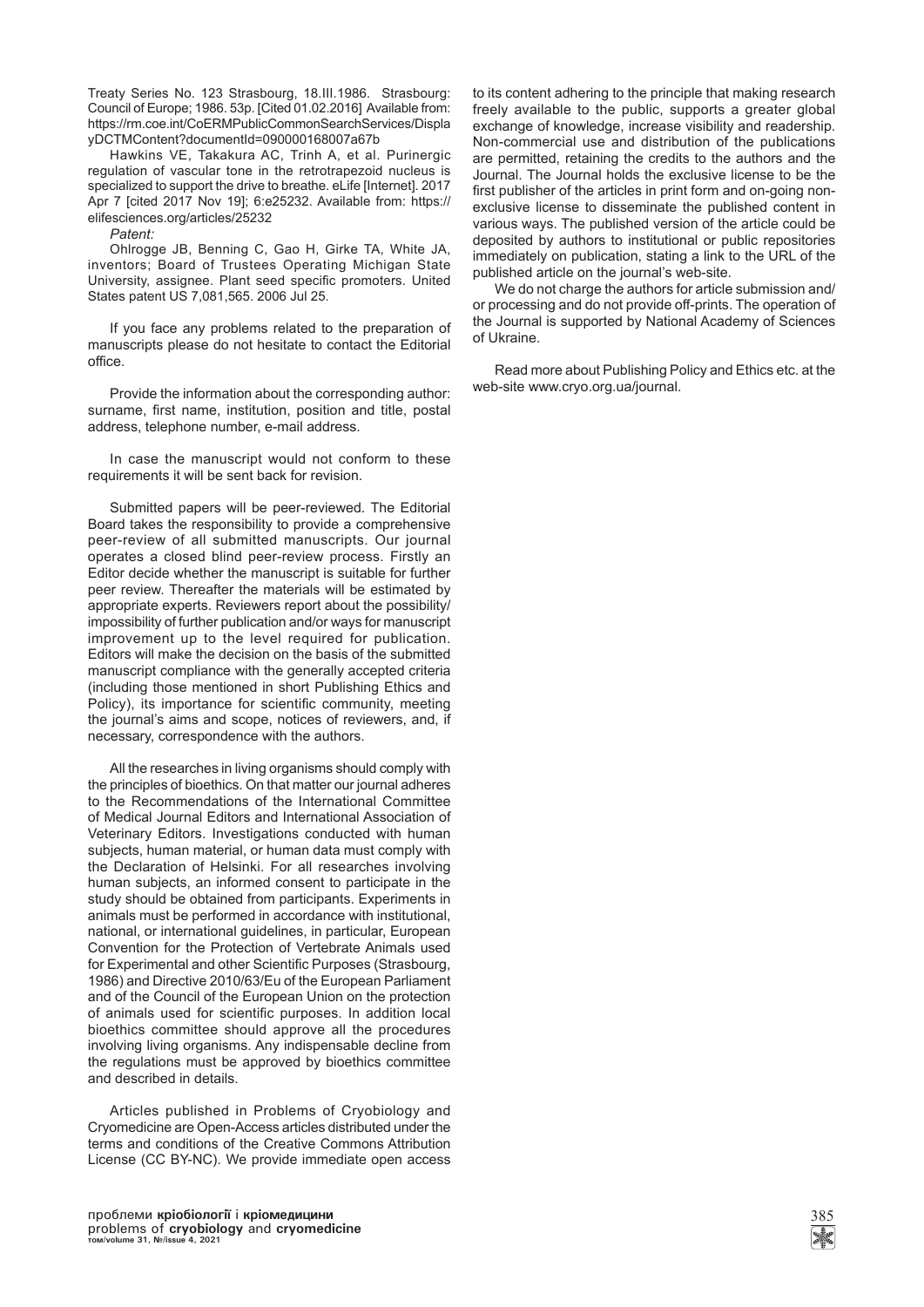Treaty Series No. 123 Strasbourg, 18.III.1986. Strasbourg: Council of Europe; 1986. 53p. [Cited 01.02.2016] Available from: https://rm.coe.int/CoERMPublicCommonSearchServices/DisplayDCTMContent?documentId=090000168007a67b

Hawkins VE, Takakura AC, Trinh A, et al. Purinergic regulation of vascular tone in the retrotrapezoid nucleus is specialized to support the drive to breathe. eLife [Internet]. 2017 Apr 7 [cited 2017 Nov 19]; 6:e25232. Available from: https://elifesciences.org/articles/25232

*Patent:*

Ohlrogge JB, Benning C, Gao H, Girke TA, White JA, inventors; Board of Trustees Operating Michigan State University, assignee. Plant seed specific promoters. United States patent US 7,081,565. 2006 Jul 25.

If you face any problems related to the preparation of manuscripts please do not hesitate to contact the Editorial office.

Provide the information about the corresponding author: surname, first name, institution, position and title, postal address, telephone number, e-mail address.

In case the manuscript would not conform to these requirements it will be sent back for revision.

Submitted papers will be peer-reviewed. The Editorial Board takes the responsibility to provide a comprehensive peer-review of all submitted manuscripts. Our journal operates a closed blind peer-review process. Firstly an Editor decide whether the manuscript is suitable for further peer review. Thereafter the materials will be estimated by appropriate experts. Reviewers report about the possibility/impossibility of further publication and/or ways for manuscript improvement up to the level required for publication. Editors will make the decision on the basis of the submitted manuscript compliance with the generally accepted criteria (including those mentioned in short Publishing Ethics and Policy), its importance for scientific community, meeting the journal's aims and scope, notices of reviewers, and, if necessary, correspondence with the authors.

All the researches in living organisms should comply with the principles of bioethics. On that matter our journal adheres to the Recommendations of the International Committee of Medical Journal Editors and International Association of Veterinary Editors. Investigations conducted with human subjects, human material, or human data must comply with the Declaration of Helsinki. For all researches involving human subjects, an informed consent to participate in the study should be obtained from participants. Experiments in animals must be performed in accordance with institutional, national, or international guidelines, in particular, European Convention for the Protection of Vertebrate Animals used for Experimental and other Scientific Purposes (Strasbourg, 1986) and Directive 2010/63/Eu of the European Parliament and of the Council of the European Union on the protection of animals used for scientific purposes. In addition local bioethics committee should approve all the procedures involving living organisms. Any indispensable decline from the regulations must be approved by bioethics committee and described in details.

Articles published in Problems of Cryobiology and Cryomedicine are Open-Access articles distributed under the terms and conditions of the Creative Commons Attribution License (CC BY-NC). We provide immediate open access to its content adhering to the principle that making research freely available to the public, supports a greater global exchange of knowledge, increase visibility and readership. Non-commercial use and distribution of the publications are permitted, retaining the credits to the authors and the Journal. The Journal holds the exclusive license to be the first publisher of the articles in print form and on-going non-exclusive license to disseminate the published content in various ways. The published version of the article could be deposited by authors to institutional or public repositories immediately on publication, stating a link to the URL of the published article on the journal's web-site.

We do not charge the authors for article submission and/or processing and do not provide off-prints. The operation of the Journal is supported by National Academy of Sciences of Ukraine.

Read more about Publishing Policy and Ethics etc. at the web-site www.cryo.org.ua/journal.